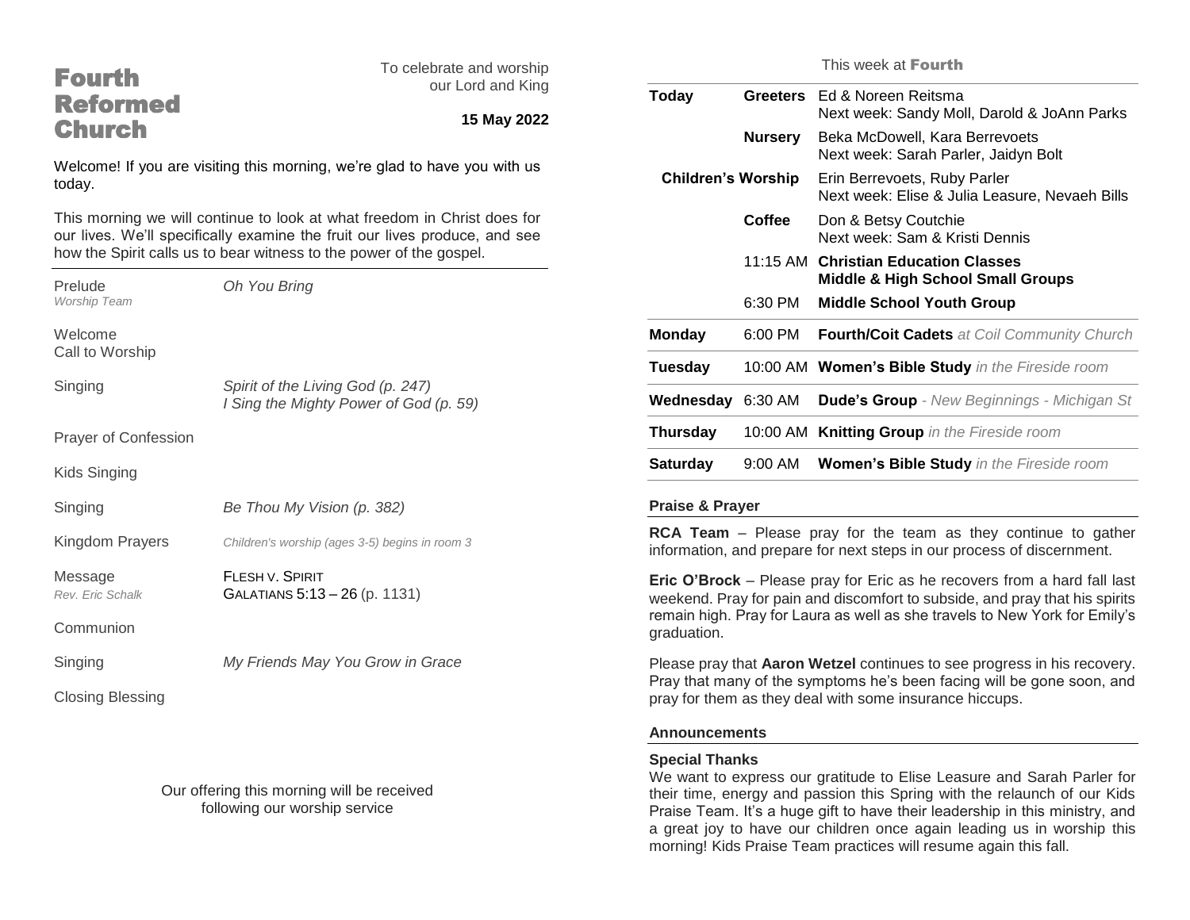# Fourth Reformed Church

To celebrate and worship our Lord and King

**15 May 2022**

Welcome! If you are visiting this morning, we're glad to have you with us today.

This morning we will continue to look at what freedom in Christ does for our lives. We'll specifically examine the fruit our lives produce, and see how the Spirit calls us to bear witness to the power of the gospel.

| | |
|---|---|
| Prelude *Worship Team* | *Oh You Bring* |
| Welcome | |
| Call to Worship | |
| Singing | *Spirit of the Living God (p. 247)* <br> *I Sing the Mighty Power of God (p. 59)* |
| Prayer of Confession | |
| Kids Singing | |
| Singing | *Be Thou My Vision (p. 382)* |
| Kingdom Prayers | *Children's worship (ages 3-5) begins in room 3* |
| Message *Rev. Eric Schalk* | FLESH V. SPIRIT <br> GALATIANS 5:13 – 26 (p. 1131) |
| Communion | |
| Singing | *My Friends May You Grow in Grace* |
| Closing Blessing | |

Our offering this morning will be received following our worship service

## This week at Fourth

| | | |
|---|---|---|
| **Today** | **Greeters** | Ed & Noreen Reitsma <br> Next week: Sandy Moll, Darold & JoAnn Parks |
| | **Nursery** | Beka McDowell, Kara Berrevoets <br> Next week: Sarah Parler, Jaidyn Bolt |
| **Children's Worship** | | Erin Berrevoets, Ruby Parler <br> Next week: Elise & Julia Leasure, Nevaeh Bills |
| | **Coffee** | Don & Betsy Coutchie <br> Next week: Sam & Kristi Dennis |
| | 11:15 AM | **Christian Education Classes** <br> **Middle & High School Small Groups** |
| | 6:30 PM | **Middle School Youth Group** |
| **Monday** | 6:00 PM | **Fourth/Coit Cadets** *at Coil Community Church* |
| **Tuesday** | 10:00 AM | **Women's Bible Study** *in the Fireside room* |
| **Wednesday** | 6:30 AM | **Dude's Group** *- New Beginnings - Michigan St* |
| **Thursday** | 10:00 AM | **Knitting Group** *in the Fireside room* |
| **Saturday** | 9:00 AM | **Women's Bible Study** *in the Fireside room* |

### Praise & Prayer

**RCA Team** – Please pray for the team as they continue to gather information, and prepare for next steps in our process of discernment.

**Eric O'Brock** – Please pray for Eric as he recovers from a hard fall last weekend. Pray for pain and discomfort to subside, and pray that his spirits remain high. Pray for Laura as well as she travels to New York for Emily's graduation.

Please pray that **Aaron Wetzel** continues to see progress in his recovery. Pray that many of the symptoms he's been facing will be gone soon, and pray for them as they deal with some insurance hiccups.

### Announcements

**Special Thanks**
We want to express our gratitude to Elise Leasure and Sarah Parler for their time, energy and passion this Spring with the relaunch of our Kids Praise Team. It's a huge gift to have their leadership in this ministry, and a great joy to have our children once again leading us in worship this morning! Kids Praise Team practices will resume again this fall.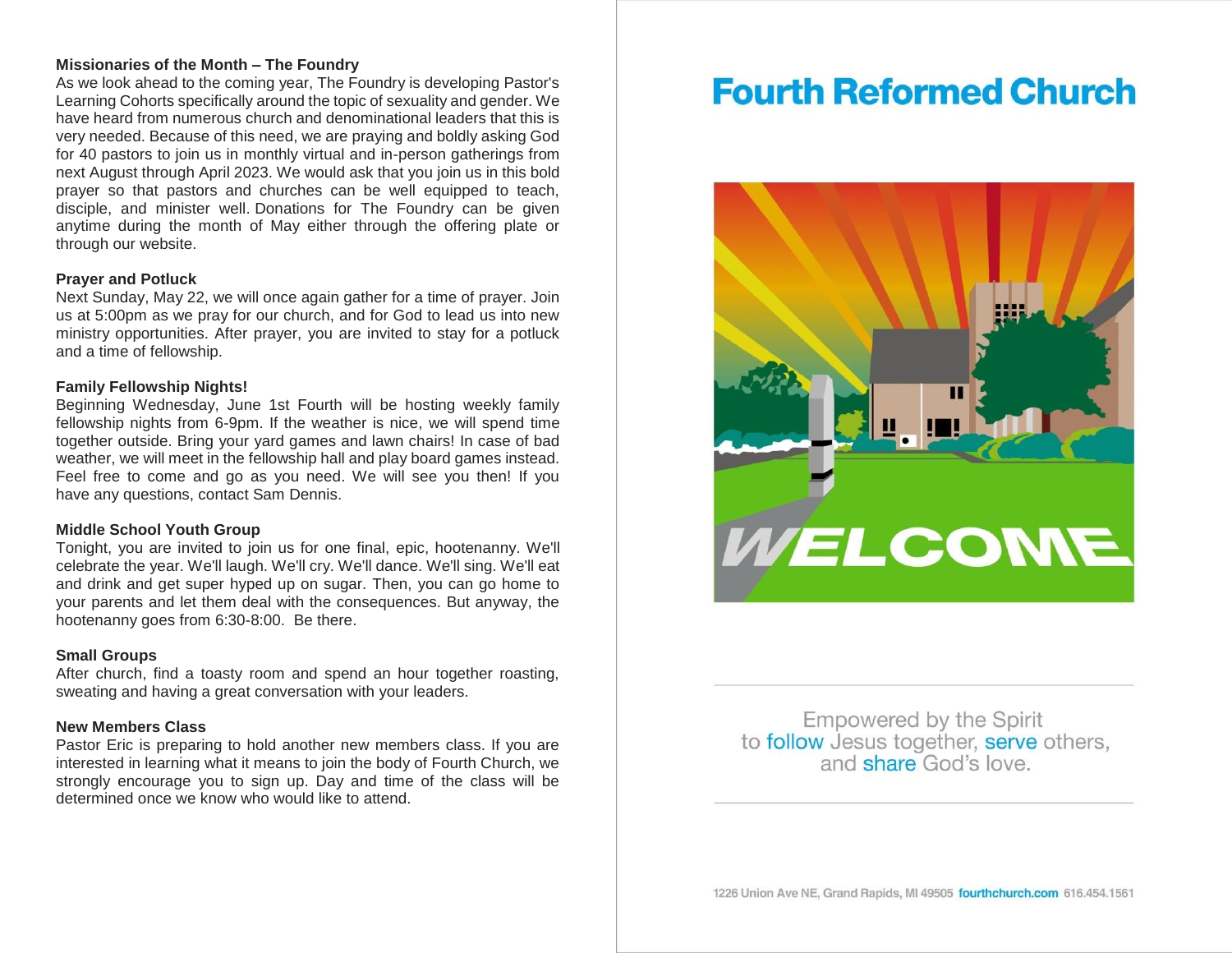**Missionaries of the Month – The Foundry**

As we look ahead to the coming year, The Foundry is developing Pastor's Learning Cohorts specifically around the topic of sexuality and gender. We have heard from numerous church and denominational leaders that this is very needed. Because of this need, we are praying and boldly asking God for 40 pastors to join us in monthly virtual and in-person gatherings from next August through April 2023. We would ask that you join us in this bold prayer so that pastors and churches can be well equipped to teach, disciple, and minister well. Donations for The Foundry can be given anytime during the month of May either through the offering plate or through our website.

**Prayer and Potluck**

Next Sunday, May 22, we will once again gather for a time of prayer. Join us at 5:00pm as we pray for our church, and for God to lead us into new ministry opportunities. After prayer, you are invited to stay for a potluck and a time of fellowship.

**Family Fellowship Nights!**

Beginning Wednesday, June 1st Fourth will be hosting weekly family fellowship nights from 6-9pm. If the weather is nice, we will spend time together outside. Bring your yard games and lawn chairs! In case of bad weather, we will meet in the fellowship hall and play board games instead. Feel free to come and go as you need. We will see you then! If you have any questions, contact Sam Dennis.

**Middle School Youth Group**

Tonight, you are invited to join us for one final, epic, hootenanny. We'll celebrate the year. We'll laugh. We'll cry. We'll dance. We'll sing. We'll eat and drink and get super hyped up on sugar. Then, you can go home to your parents and let them deal with the consequences. But anyway, the hootenanny goes from 6:30-8:00. Be there.

**Small Groups**

After church, find a toasty room and spend an hour together roasting, sweating and having a great conversation with your leaders.

**New Members Class**

Pastor Eric is preparing to hold another new members class. If you are interested in learning what it means to join the body of Fourth Church, we strongly encourage you to sign up. Day and time of the class will be determined once we know who would like to attend.

# Fourth Reformed Church

WELCOME

Empowered by the Spirit
to follow Jesus together, serve others,
and share God's love.

1226 Union Ave NE, Grand Rapids, MI 49505 fourthchurch.com 616.454.1561